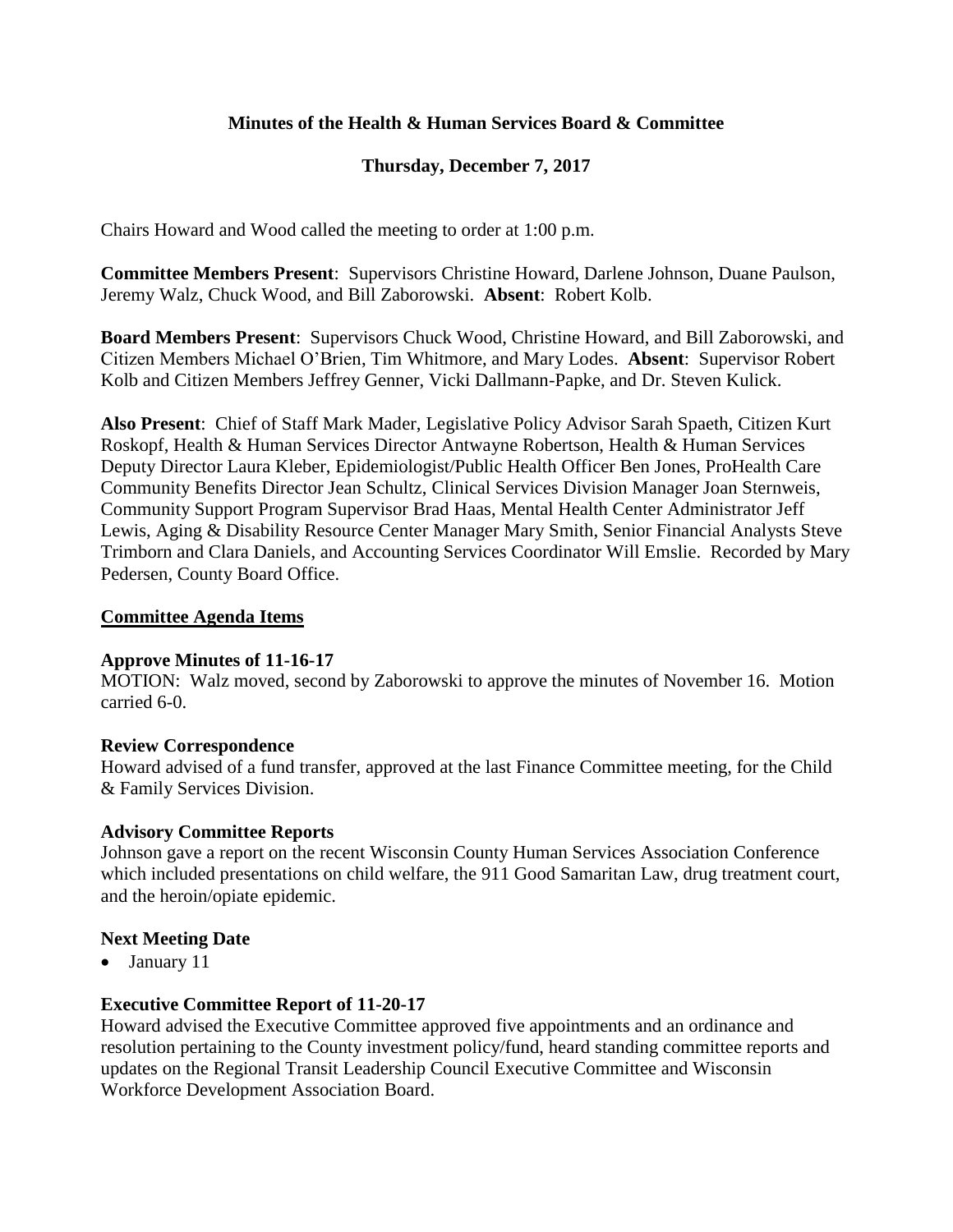# Minutes of the Health & Human Services Board & Committee

## Thursday, December 7, 2017

Chairs Howard and Wood called the meeting to order at 1:00 p.m.

**Committee Members Present**: Supervisors Christine Howard, Darlene Johnson, Duane Paulson, Jeremy Walz, Chuck Wood, and Bill Zaborowski. **Absent**: Robert Kolb.

**Board Members Present**: Supervisors Chuck Wood, Christine Howard, and Bill Zaborowski, and Citizen Members Michael O'Brien, Tim Whitmore, and Mary Lodes. **Absent**: Supervisor Robert Kolb and Citizen Members Jeffrey Genner, Vicki Dallmann-Papke, and Dr. Steven Kulick.

**Also Present**: Chief of Staff Mark Mader, Legislative Policy Advisor Sarah Spaeth, Citizen Kurt Roskopf, Health & Human Services Director Antwayne Robertson, Health & Human Services Deputy Director Laura Kleber, Epidemiologist/Public Health Officer Ben Jones, ProHealth Care Community Benefits Director Jean Schultz, Clinical Services Division Manager Joan Sternweis, Community Support Program Supervisor Brad Haas, Mental Health Center Administrator Jeff Lewis, Aging & Disability Resource Center Manager Mary Smith, Senior Financial Analysts Steve Trimborn and Clara Daniels, and Accounting Services Coordinator Will Emslie. Recorded by Mary Pedersen, County Board Office.

## Committee Agenda Items

### Approve Minutes of 11-16-17

MOTION: Walz moved, second by Zaborowski to approve the minutes of November 16. Motion carried 6-0.

### Review Correspondence

Howard advised of a fund transfer, approved at the last Finance Committee meeting, for the Child & Family Services Division.

### Advisory Committee Reports

Johnson gave a report on the recent Wisconsin County Human Services Association Conference which included presentations on child welfare, the 911 Good Samaritan Law, drug treatment court, and the heroin/opiate epidemic.

### Next Meeting Date

- January 11

### Executive Committee Report of 11-20-17

Howard advised the Executive Committee approved five appointments and an ordinance and resolution pertaining to the County investment policy/fund, heard standing committee reports and updates on the Regional Transit Leadership Council Executive Committee and Wisconsin Workforce Development Association Board.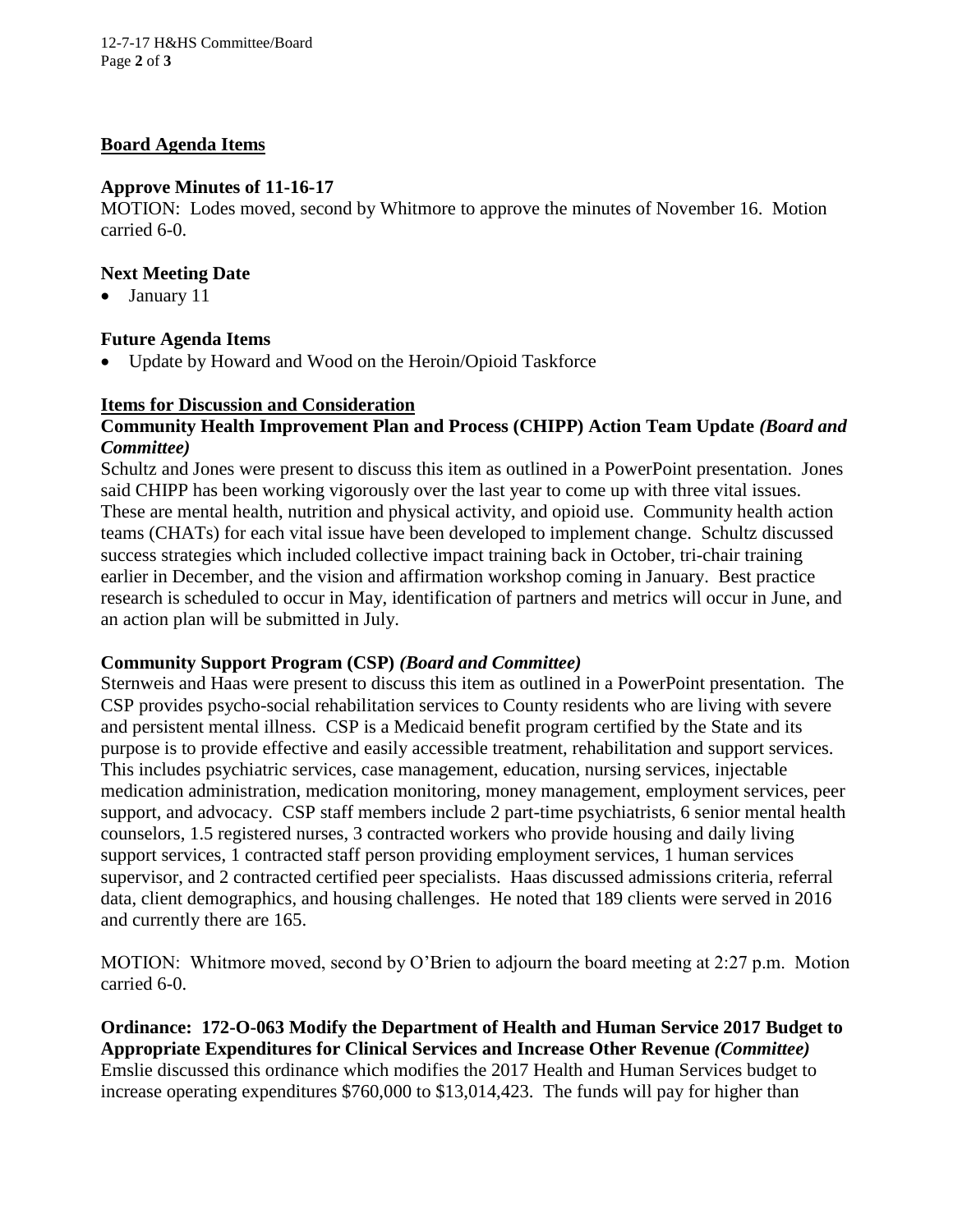## Board Agenda Items

### Approve Minutes of 11-16-17

MOTION: Lodes moved, second by Whitmore to approve the minutes of November 16. Motion carried 6-0.

### Next Meeting Date

- January 11

### Future Agenda Items

- Update by Howard and Wood on the Heroin/Opioid Taskforce

## Items for Discussion and Consideration

### Community Health Improvement Plan and Process (CHIPP) Action Team Update *(Board and Committee)*

Schultz and Jones were present to discuss this item as outlined in a PowerPoint presentation. Jones said CHIPP has been working vigorously over the last year to come up with three vital issues. These are mental health, nutrition and physical activity, and opioid use. Community health action teams (CHATs) for each vital issue have been developed to implement change. Schultz discussed success strategies which included collective impact training back in October, tri-chair training earlier in December, and the vision and affirmation workshop coming in January. Best practice research is scheduled to occur in May, identification of partners and metrics will occur in June, and an action plan will be submitted in July.

### Community Support Program (CSP) *(Board and Committee)*

Sternweis and Haas were present to discuss this item as outlined in a PowerPoint presentation. The CSP provides psycho-social rehabilitation services to County residents who are living with severe and persistent mental illness. CSP is a Medicaid benefit program certified by the State and its purpose is to provide effective and easily accessible treatment, rehabilitation and support services. This includes psychiatric services, case management, education, nursing services, injectable medication administration, medication monitoring, money management, employment services, peer support, and advocacy. CSP staff members include 2 part-time psychiatrists, 6 senior mental health counselors, 1.5 registered nurses, 3 contracted workers who provide housing and daily living support services, 1 contracted staff person providing employment services, 1 human services supervisor, and 2 contracted certified peer specialists. Haas discussed admissions criteria, referral data, client demographics, and housing challenges. He noted that 189 clients were served in 2016 and currently there are 165.

MOTION: Whitmore moved, second by O'Brien to adjourn the board meeting at 2:27 p.m. Motion carried 6-0.

### Ordinance: 172-O-063 Modify the Department of Health and Human Service 2017 Budget to Appropriate Expenditures for Clinical Services and Increase Other Revenue *(Committee)*

Emslie discussed this ordinance which modifies the 2017 Health and Human Services budget to increase operating expenditures $760,000 to $13,014,423. The funds will pay for higher than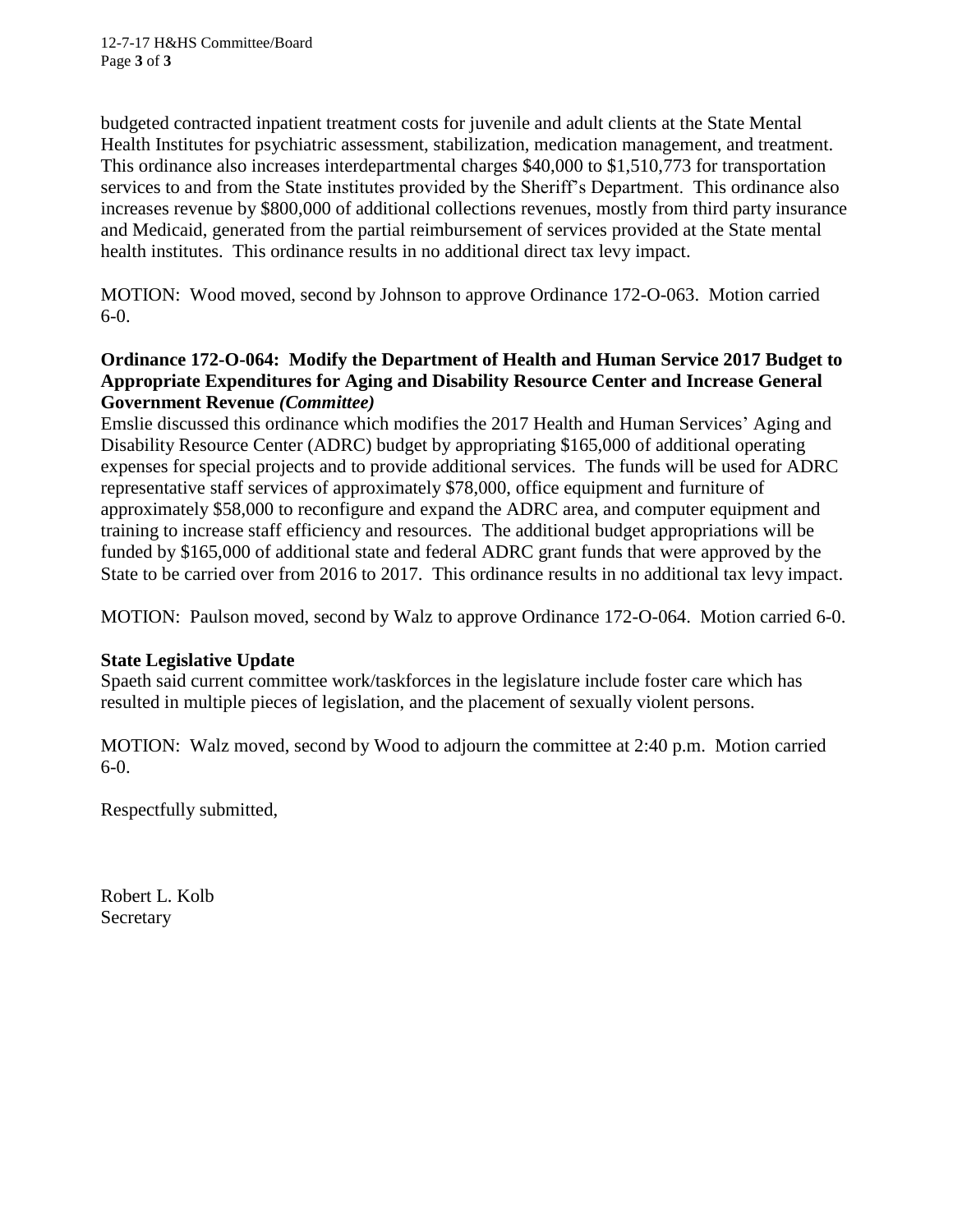budgeted contracted inpatient treatment costs for juvenile and adult clients at the State Mental Health Institutes for psychiatric assessment, stabilization, medication management, and treatment. This ordinance also increases interdepartmental charges $40,000 to $1,510,773 for transportation services to and from the State institutes provided by the Sheriff's Department. This ordinance also increases revenue by $800,000 of additional collections revenues, mostly from third party insurance and Medicaid, generated from the partial reimbursement of services provided at the State mental health institutes. This ordinance results in no additional direct tax levy impact.

MOTION: Wood moved, second by Johnson to approve Ordinance 172-O-063. Motion carried 6-0.

**Ordinance 172-O-064: Modify the Department of Health and Human Service 2017 Budget to Appropriate Expenditures for Aging and Disability Resource Center and Increase General Government Revenue *(Committee)***

Emslie discussed this ordinance which modifies the 2017 Health and Human Services' Aging and Disability Resource Center (ADRC) budget by appropriating $165,000 of additional operating expenses for special projects and to provide additional services. The funds will be used for ADRC representative staff services of approximately $78,000, office equipment and furniture of approximately $58,000 to reconfigure and expand the ADRC area, and computer equipment and training to increase staff efficiency and resources. The additional budget appropriations will be funded by $165,000 of additional state and federal ADRC grant funds that were approved by the State to be carried over from 2016 to 2017. This ordinance results in no additional tax levy impact.

MOTION: Paulson moved, second by Walz to approve Ordinance 172-O-064. Motion carried 6-0.

**State Legislative Update**

Spaeth said current committee work/taskforces in the legislature include foster care which has resulted in multiple pieces of legislation, and the placement of sexually violent persons.

MOTION: Walz moved, second by Wood to adjourn the committee at 2:40 p.m. Motion carried 6-0.

Respectfully submitted,

Robert L. Kolb
Secretary